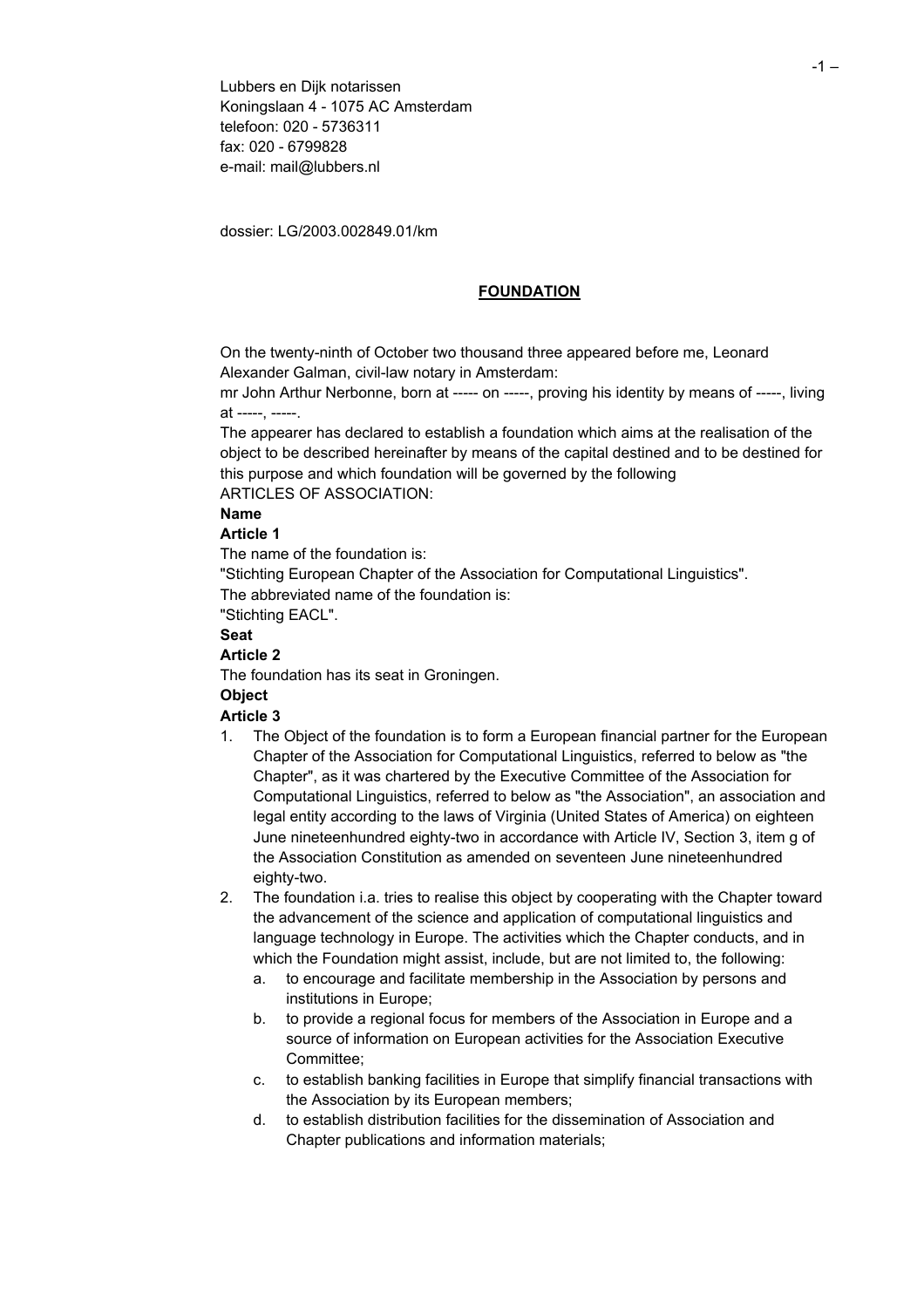Lubbers en Dijk notarissen
Koningslaan 4 - 1075 AC Amsterdam
telefoon: 020 - 5736311
fax: 020 - 6799828
e-mail: mail@lubbers.nl

dossier: LG/2003.002849.01/km

## FOUNDATION

On the twenty-ninth of October two thousand three appeared before me, Leonard Alexander Galman, civil-law notary in Amsterdam:
mr John Arthur Nerbonne, born at ----- on -----, proving his identity by means of -----, living at -----, -----.
The appearer has declared to establish a foundation which aims at the realisation of the object to be described hereinafter by means of the capital destined and to be destined for this purpose and which foundation will be governed by the following
ARTICLES OF ASSOCIATION:

**Name**

**Article 1**

The name of the foundation is:
"Stichting European Chapter of the Association for Computational Linguistics".
The abbreviated name of the foundation is:
"Stichting EACL".

**Seat**

**Article 2**

The foundation has its seat in Groningen.

**Object**

**Article 3**

1. The Object of the foundation is to form a European financial partner for the European Chapter of the Association for Computational Linguistics, referred to below as "the Chapter", as it was chartered by the Executive Committee of the Association for Computational Linguistics, referred to below as "the Association", an association and legal entity according to the laws of Virginia (United States of America) on eighteen June nineteenhundred eighty-two in accordance with Article IV, Section 3, item g of the Association Constitution as amended on seventeen June nineteenhundred eighty-two.
2. The foundation i.a. tries to realise this object by cooperating with the Chapter toward the advancement of the science and application of computational linguistics and language technology in Europe. The activities which the Chapter conducts, and in which the Foundation might assist, include, but are not limited to, the following:
   a. to encourage and facilitate membership in the Association by persons and institutions in Europe;
   b. to provide a regional focus for members of the Association in Europe and a source of information on European activities for the Association Executive Committee;
   c. to establish banking facilities in Europe that simplify financial transactions with the Association by its European members;
   d. to establish distribution facilities for the dissemination of Association and Chapter publications and information materials;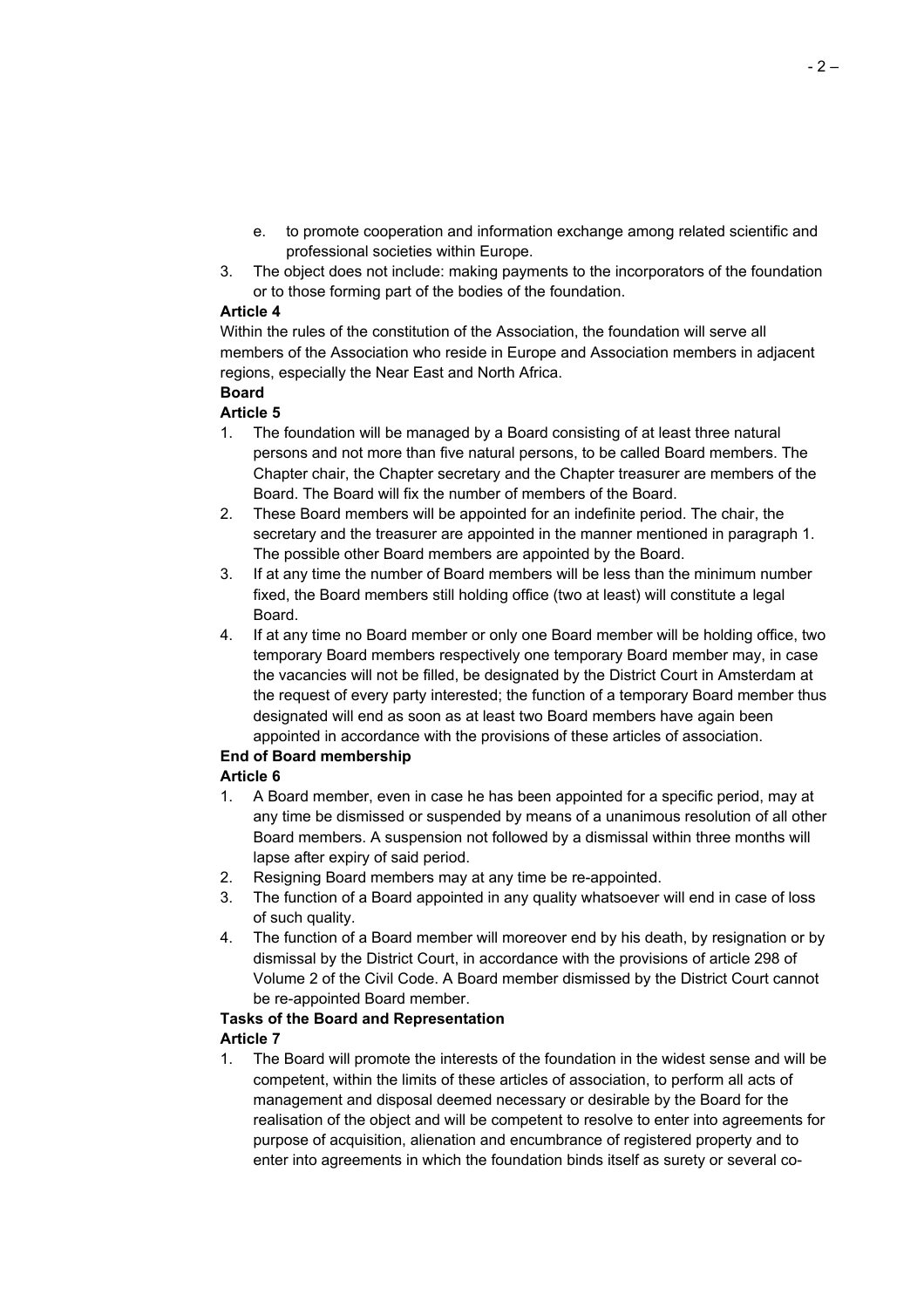e. to promote cooperation and information exchange among related scientific and professional societies within Europe.

3. The object does not include: making payments to the incorporators of the foundation or to those forming part of the bodies of the foundation.

**Article 4**

Within the rules of the constitution of the Association, the foundation will serve all members of the Association who reside in Europe and Association members in adjacent regions, especially the Near East and North Africa.

**Board**

**Article 5**

1. The foundation will be managed by a Board consisting of at least three natural persons and not more than five natural persons, to be called Board members. The Chapter chair, the Chapter secretary and the Chapter treasurer are members of the Board. The Board will fix the number of members of the Board.
2. These Board members will be appointed for an indefinite period. The chair, the secretary and the treasurer are appointed in the manner mentioned in paragraph 1. The possible other Board members are appointed by the Board.
3. If at any time the number of Board members will be less than the minimum number fixed, the Board members still holding office (two at least) will constitute a legal Board.
4. If at any time no Board member or only one Board member will be holding office, two temporary Board members respectively one temporary Board member may, in case the vacancies will not be filled, be designated by the District Court in Amsterdam at the request of every party interested; the function of a temporary Board member thus designated will end as soon as at least two Board members have again been appointed in accordance with the provisions of these articles of association.

**End of Board membership**

**Article 6**

1. A Board member, even in case he has been appointed for a specific period, may at any time be dismissed or suspended by means of a unanimous resolution of all other Board members. A suspension not followed by a dismissal within three months will lapse after expiry of said period.
2. Resigning Board members may at any time be re-appointed.
3. The function of a Board appointed in any quality whatsoever will end in case of loss of such quality.
4. The function of a Board member will moreover end by his death, by resignation or by dismissal by the District Court, in accordance with the provisions of article 298 of Volume 2 of the Civil Code. A Board member dismissed by the District Court cannot be re-appointed Board member.

**Tasks of the Board and Representation**

**Article 7**

1. The Board will promote the interests of the foundation in the widest sense and will be competent, within the limits of these articles of association, to perform all acts of management and disposal deemed necessary or desirable by the Board for the realisation of the object and will be competent to resolve to enter into agreements for purpose of acquisition, alienation and encumbrance of registered property and to enter into agreements in which the foundation binds itself as surety or several co-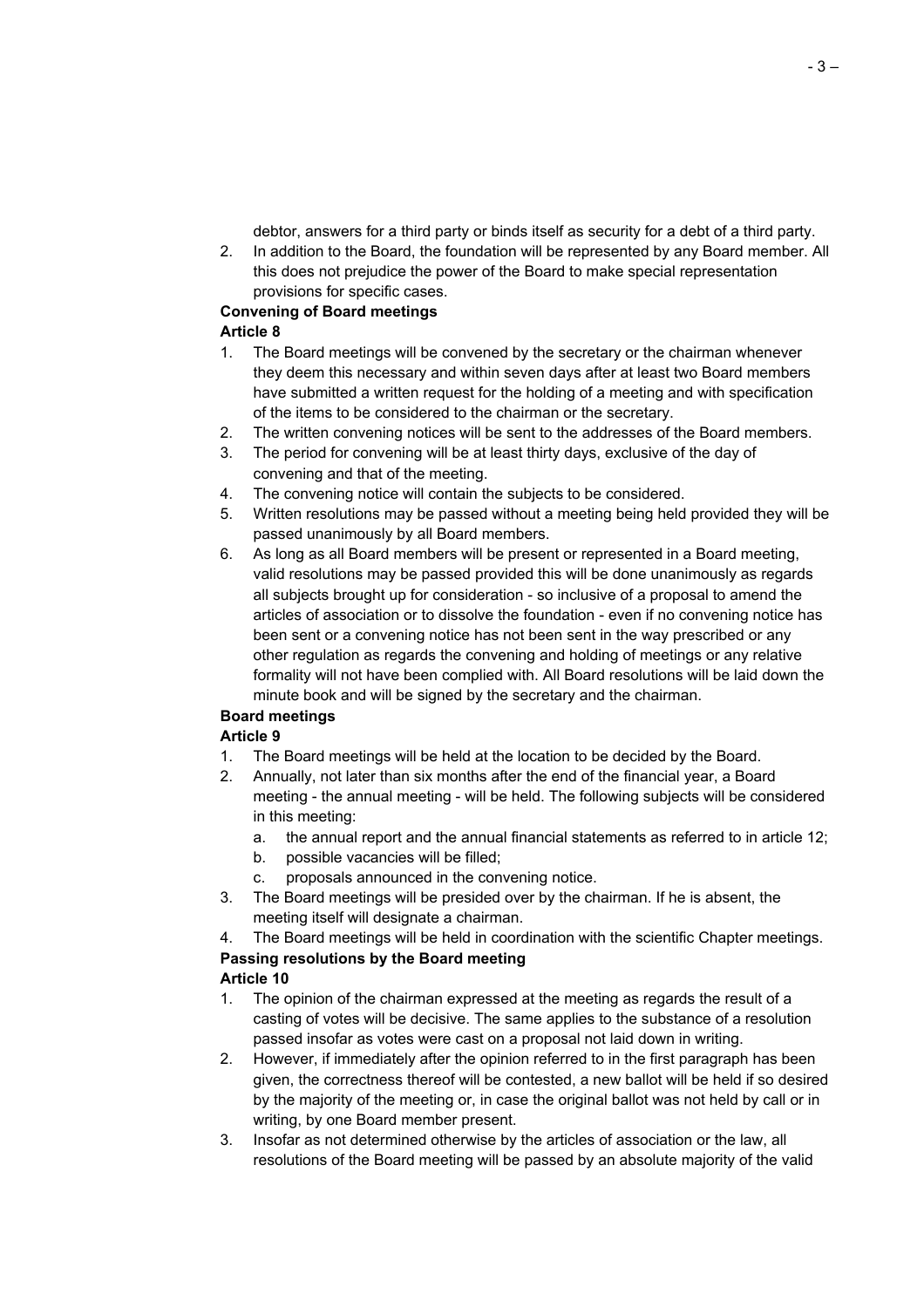debtor, answers for a third party or binds itself as security for a debt of a third party.

2. In addition to the Board, the foundation will be represented by any Board member. All this does not prejudice the power of the Board to make special representation provisions for specific cases.

**Convening of Board meetings**

**Article 8**

1. The Board meetings will be convened by the secretary or the chairman whenever they deem this necessary and within seven days after at least two Board members have submitted a written request for the holding of a meeting and with specification of the items to be considered to the chairman or the secretary.
2. The written convening notices will be sent to the addresses of the Board members.
3. The period for convening will be at least thirty days, exclusive of the day of convening and that of the meeting.
4. The convening notice will contain the subjects to be considered.
5. Written resolutions may be passed without a meeting being held provided they will be passed unanimously by all Board members.
6. As long as all Board members will be present or represented in a Board meeting, valid resolutions may be passed provided this will be done unanimously as regards all subjects brought up for consideration - so inclusive of a proposal to amend the articles of association or to dissolve the foundation - even if no convening notice has been sent or a convening notice has not been sent in the way prescribed or any other regulation as regards the convening and holding of meetings or any relative formality will not have been complied with. All Board resolutions will be laid down the minute book and will be signed by the secretary and the chairman.

**Board meetings**

**Article 9**

1. The Board meetings will be held at the location to be decided by the Board.
2. Annually, not later than six months after the end of the financial year, a Board meeting - the annual meeting - will be held. The following subjects will be considered in this meeting:
   a. the annual report and the annual financial statements as referred to in article 12;
   b. possible vacancies will be filled;
   c. proposals announced in the convening notice.
3. The Board meetings will be presided over by the chairman. If he is absent, the meeting itself will designate a chairman.
4. The Board meetings will be held in coordination with the scientific Chapter meetings.

**Passing resolutions by the Board meeting**

**Article 10**

1. The opinion of the chairman expressed at the meeting as regards the result of a casting of votes will be decisive. The same applies to the substance of a resolution passed insofar as votes were cast on a proposal not laid down in writing.
2. However, if immediately after the opinion referred to in the first paragraph has been given, the correctness thereof will be contested, a new ballot will be held if so desired by the majority of the meeting or, in case the original ballot was not held by call or in writing, by one Board member present.
3. Insofar as not determined otherwise by the articles of association or the law, all resolutions of the Board meeting will be passed by an absolute majority of the valid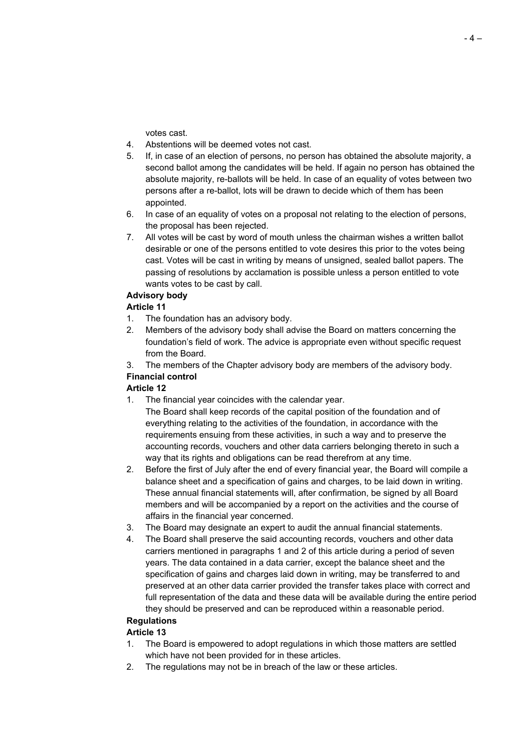votes cast.

4. Abstentions will be deemed votes not cast.
5. If, in case of an election of persons, no person has obtained the absolute majority, a second ballot among the candidates will be held. If again no person has obtained the absolute majority, re-ballots will be held. In case of an equality of votes between two persons after a re-ballot, lots will be drawn to decide which of them has been appointed.
6. In case of an equality of votes on a proposal not relating to the election of persons, the proposal has been rejected.
7. All votes will be cast by word of mouth unless the chairman wishes a written ballot desirable or one of the persons entitled to vote desires this prior to the votes being cast. Votes will be cast in writing by means of unsigned, sealed ballot papers. The passing of resolutions by acclamation is possible unless a person entitled to vote wants votes to be cast by call.

**Advisory body**

**Article 11**

1. The foundation has an advisory body.
2. Members of the advisory body shall advise the Board on matters concerning the foundation's field of work. The advice is appropriate even without specific request from the Board.
3. The members of the Chapter advisory body are members of the advisory body.

**Financial control**

**Article 12**

1. The financial year coincides with the calendar year.
   The Board shall keep records of the capital position of the foundation and of everything relating to the activities of the foundation, in accordance with the requirements ensuing from these activities, in such a way and to preserve the accounting records, vouchers and other data carriers belonging thereto in such a way that its rights and obligations can be read therefrom at any time.
2. Before the first of July after the end of every financial year, the Board will compile a balance sheet and a specification of gains and charges, to be laid down in writing. These annual financial statements will, after confirmation, be signed by all Board members and will be accompanied by a report on the activities and the course of affairs in the financial year concerned.
3. The Board may designate an expert to audit the annual financial statements.
4. The Board shall preserve the said accounting records, vouchers and other data carriers mentioned in paragraphs 1 and 2 of this article during a period of seven years. The data contained in a data carrier, except the balance sheet and the specification of gains and charges laid down in writing, may be transferred to and preserved at an other data carrier provided the transfer takes place with correct and full representation of the data and these data will be available during the entire period they should be preserved and can be reproduced within a reasonable period.

**Regulations**

**Article 13**

1. The Board is empowered to adopt regulations in which those matters are settled which have not been provided for in these articles.
2. The regulations may not be in breach of the law or these articles.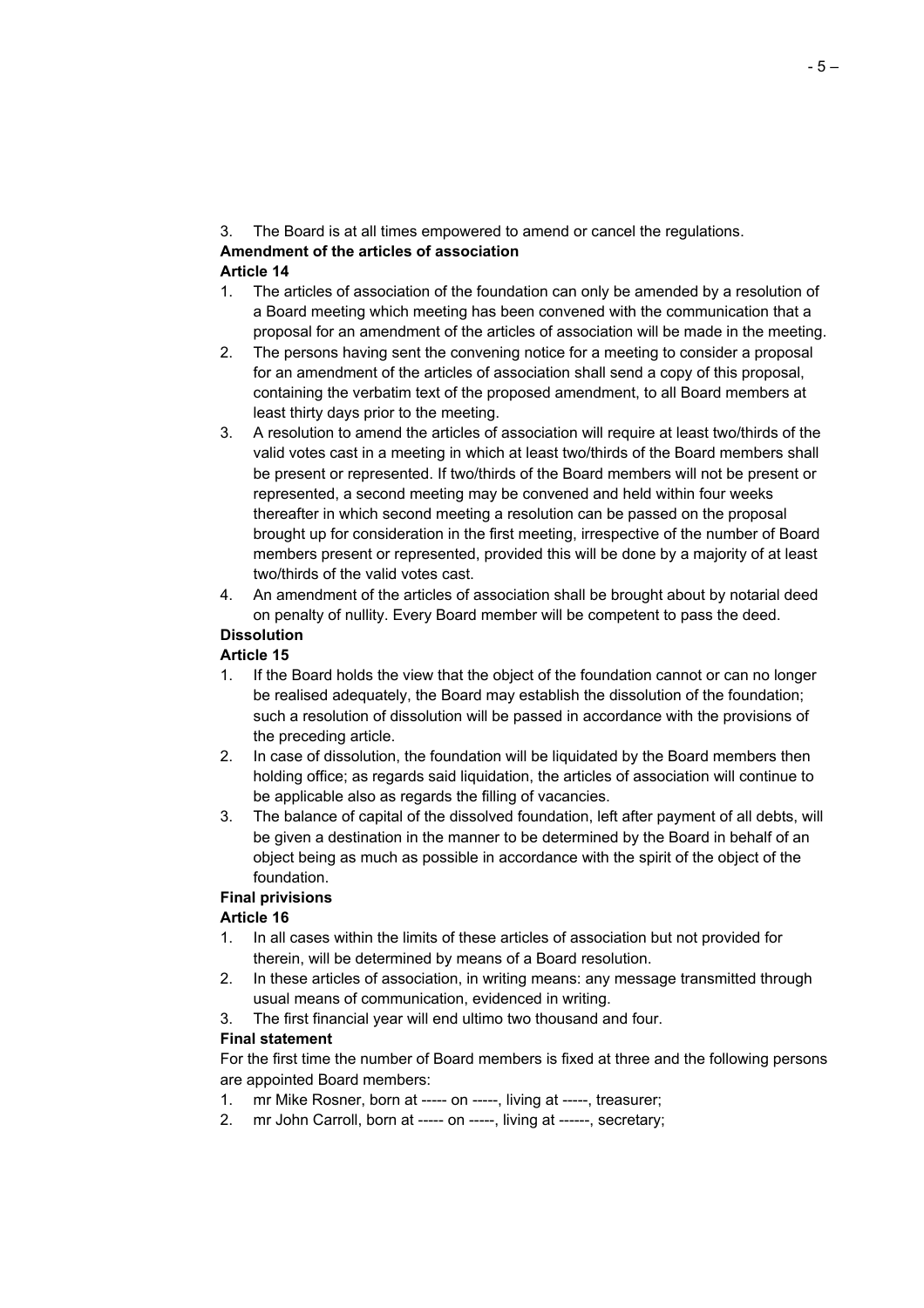3. The Board is at all times empowered to amend or cancel the regulations.

**Amendment of the articles of association**

**Article 14**

1. The articles of association of the foundation can only be amended by a resolution of a Board meeting which meeting has been convened with the communication that a proposal for an amendment of the articles of association will be made in the meeting.
2. The persons having sent the convening notice for a meeting to consider a proposal for an amendment of the articles of association shall send a copy of this proposal, containing the verbatim text of the proposed amendment, to all Board members at least thirty days prior to the meeting.
3. A resolution to amend the articles of association will require at least two/thirds of the valid votes cast in a meeting in which at least two/thirds of the Board members shall be present or represented. If two/thirds of the Board members will not be present or represented, a second meeting may be convened and held within four weeks thereafter in which second meeting a resolution can be passed on the proposal brought up for consideration in the first meeting, irrespective of the number of Board members present or represented, provided this will be done by a majority of at least two/thirds of the valid votes cast.
4. An amendment of the articles of association shall be brought about by notarial deed on penalty of nullity. Every Board member will be competent to pass the deed.

**Dissolution**

**Article 15**

1. If the Board holds the view that the object of the foundation cannot or can no longer be realised adequately, the Board may establish the dissolution of the foundation; such a resolution of dissolution will be passed in accordance with the provisions of the preceding article.
2. In case of dissolution, the foundation will be liquidated by the Board members then holding office; as regards said liquidation, the articles of association will continue to be applicable also as regards the filling of vacancies.
3. The balance of capital of the dissolved foundation, left after payment of all debts, will be given a destination in the manner to be determined by the Board in behalf of an object being as much as possible in accordance with the spirit of the object of the foundation.

**Final privisions**

**Article 16**

1. In all cases within the limits of these articles of association but not provided for therein, will be determined by means of a Board resolution.
2. In these articles of association, in writing means: any message transmitted through usual means of communication, evidenced in writing.
3. The first financial year will end ultimo two thousand and four.

**Final statement**

For the first time the number of Board members is fixed at three and the following persons are appointed Board members:

1. mr Mike Rosner, born at ----- on -----, living at -----, treasurer;
2. mr John Carroll, born at ----- on -----, living at ------, secretary;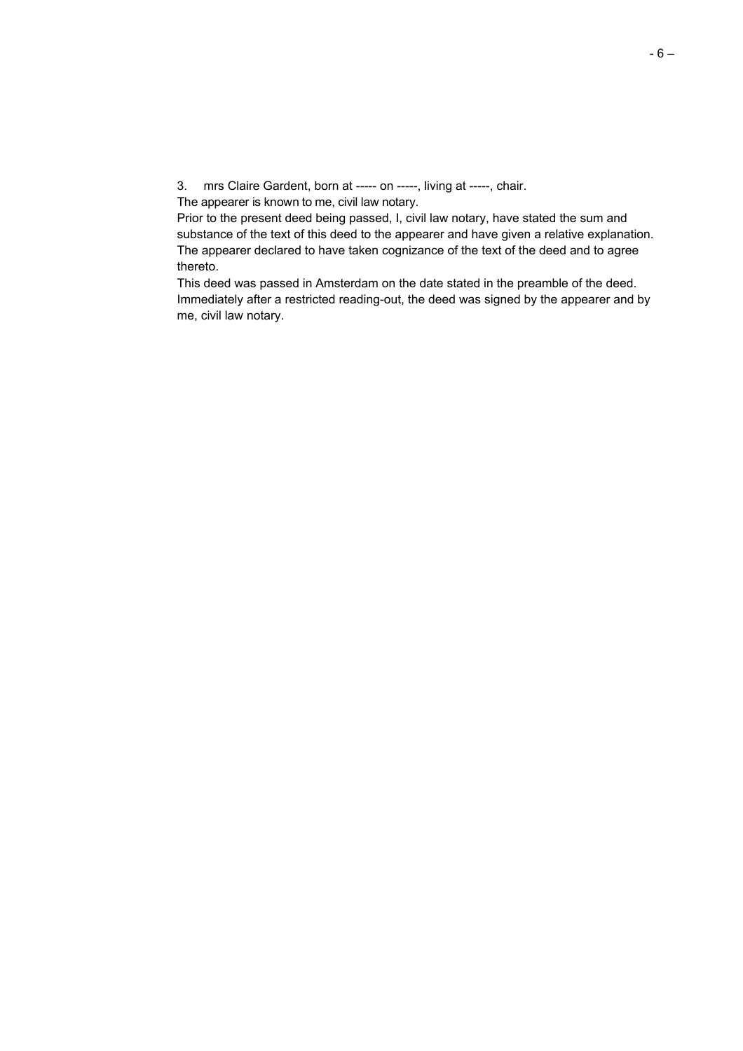3. mrs Claire Gardent, born at ----- on -----, living at -----, chair.

The appearer is known to me, civil law notary.

Prior to the present deed being passed, I, civil law notary, have stated the sum and substance of the text of this deed to the appearer and have given a relative explanation. The appearer declared to have taken cognizance of the text of the deed and to agree thereto.

This deed was passed in Amsterdam on the date stated in the preamble of the deed. Immediately after a restricted reading-out, the deed was signed by the appearer and by me, civil law notary.